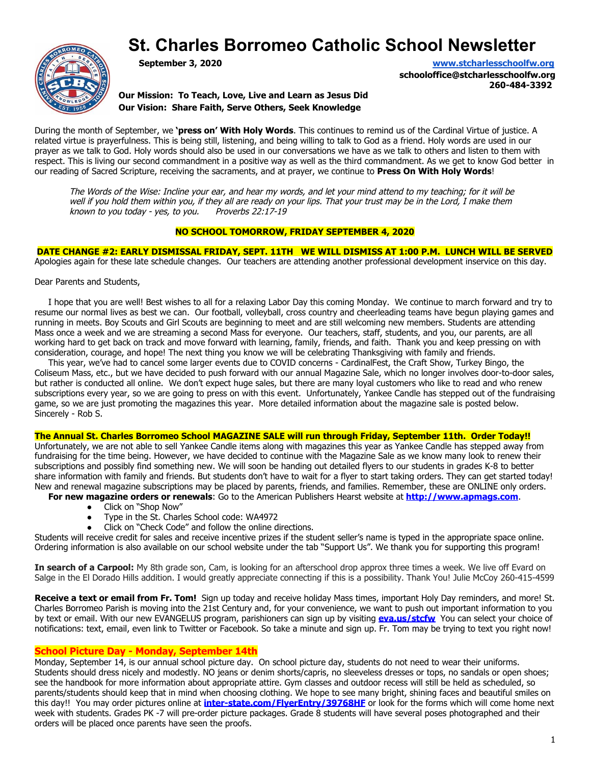# St. Charles Borromeo Catholic School Newsletter

**September 3, 2020**

**www.stcharlesschoolfw.org**
**schooloffice@stcharlesschoolfw.org**
**260-484-3392**

**Our Mission: To Teach, Love, Live and Learn as Jesus Did**
**Our Vision: Share Faith, Serve Others, Seek Knowledge**

During the month of September, we **'press on' With Holy Words**. This continues to remind us of the Cardinal Virtue of justice. A related virtue is prayerfulness. This is being still, listening, and being willing to talk to God as a friend. Holy words are used in our prayer as we talk to God. Holy words should also be used in our conversations we have as we talk to others and listen to them with respect. This is living our second commandment in a positive way as well as the third commandment. As we get to know God better in our reading of Sacred Scripture, receiving the sacraments, and at prayer, we continue to **Press On With Holy Words**!

> *The Words of the Wise: Incline your ear, and hear my words, and let your mind attend to my teaching; for it will be well if you hold them within you, if they all are ready on your lips. That your trust may be in the Lord, I make them known to you today - yes, to you. Proverbs 22:17-19*

**NO SCHOOL TOMORROW, FRIDAY SEPTEMBER 4, 2020**

**DATE CHANGE #2: EARLY DISMISSAL FRIDAY, SEPT. 11TH WE WILL DISMISS AT 1:00 P.M. LUNCH WILL BE SERVED**

Apologies again for these late schedule changes. Our teachers are attending another professional development inservice on this day.

Dear Parents and Students,

I hope that you are well! Best wishes to all for a relaxing Labor Day this coming Monday. We continue to march forward and try to resume our normal lives as best we can. Our football, volleyball, cross country and cheerleading teams have begun playing games and running in meets. Boy Scouts and Girl Scouts are beginning to meet and are still welcoming new members. Students are attending Mass once a week and we are streaming a second Mass for everyone. Our teachers, staff, students, and you, our parents, are all working hard to get back on track and move forward with learning, family, friends, and faith. Thank you and keep pressing on with consideration, courage, and hope! The next thing you know we will be celebrating Thanksgiving with family and friends.

This year, we've had to cancel some larger events due to COVID concerns - CardinalFest, the Craft Show, Turkey Bingo, the Coliseum Mass, etc., but we have decided to push forward with our annual Magazine Sale, which no longer involves door-to-door sales, but rather is conducted all online. We don't expect huge sales, but there are many loyal customers who like to read and who renew subscriptions every year, so we are going to press on with this event. Unfortunately, Yankee Candle has stepped out of the fundraising game, so we are just promoting the magazines this year. More detailed information about the magazine sale is posted below.
Sincerely - Rob S.

**The Annual St. Charles Borromeo School MAGAZINE SALE will run through Friday, September 11th. Order Today!!**

Unfortunately, we are not able to sell Yankee Candle items along with magazines this year as Yankee Candle has stepped away from fundraising for the time being. However, we have decided to continue with the Magazine Sale as we know many look to renew their subscriptions and possibly find something new. We will soon be handing out detailed flyers to our students in grades K-8 to better share information with family and friends. But students don't have to wait for a flyer to start taking orders. They can get started today! New and renewal magazine subscriptions may be placed by parents, friends, and families. Remember, these are ONLINE only orders.

**For new magazine orders or renewals**: Go to the American Publishers Hearst website at **http://www.apmags.com**.

- Click on "Shop Now"
- Type in the St. Charles School code: WA4972
- Click on "Check Code" and follow the online directions.

Students will receive credit for sales and receive incentive prizes if the student seller's name is typed in the appropriate space online. Ordering information is also available on our school website under the tab "Support Us". We thank you for supporting this program!

**In search of a Carpool:** My 8th grade son, Cam, is looking for an afterschool drop approx three times a week. We live off Evard on Salge in the El Dorado Hills addition. I would greatly appreciate connecting if this is a possibility. Thank You! Julie McCoy 260-415-4599

**Receive a text or email from Fr. Tom!** Sign up today and receive holiday Mass times, important Holy Day reminders, and more! St. Charles Borromeo Parish is moving into the 21st Century and, for your convenience, we want to push out important information to you by text or email. With our new EVANGELUS program, parishioners can sign up by visiting **eva.us/stcfw** You can select your choice of notifications: text, email, even link to Twitter or Facebook. So take a minute and sign up. Fr. Tom may be trying to text you right now!

## School Picture Day - Monday, September 14th

Monday, September 14, is our annual school picture day. On school picture day, students do not need to wear their uniforms. Students should dress nicely and modestly. NO jeans or denim shorts/capris, no sleeveless dresses or tops, no sandals or open shoes; see the handbook for more information about appropriate attire. Gym classes and outdoor recess will still be held as scheduled, so parents/students should keep that in mind when choosing clothing. We hope to see many bright, shining faces and beautiful smiles on this day!! You may order pictures online at **inter-state.com/FlyerEntry/39768HF** or look for the forms which will come home next week with students. Grades PK -7 will pre-order picture packages. Grade 8 students will have several poses photographed and their orders will be placed once parents have seen the proofs.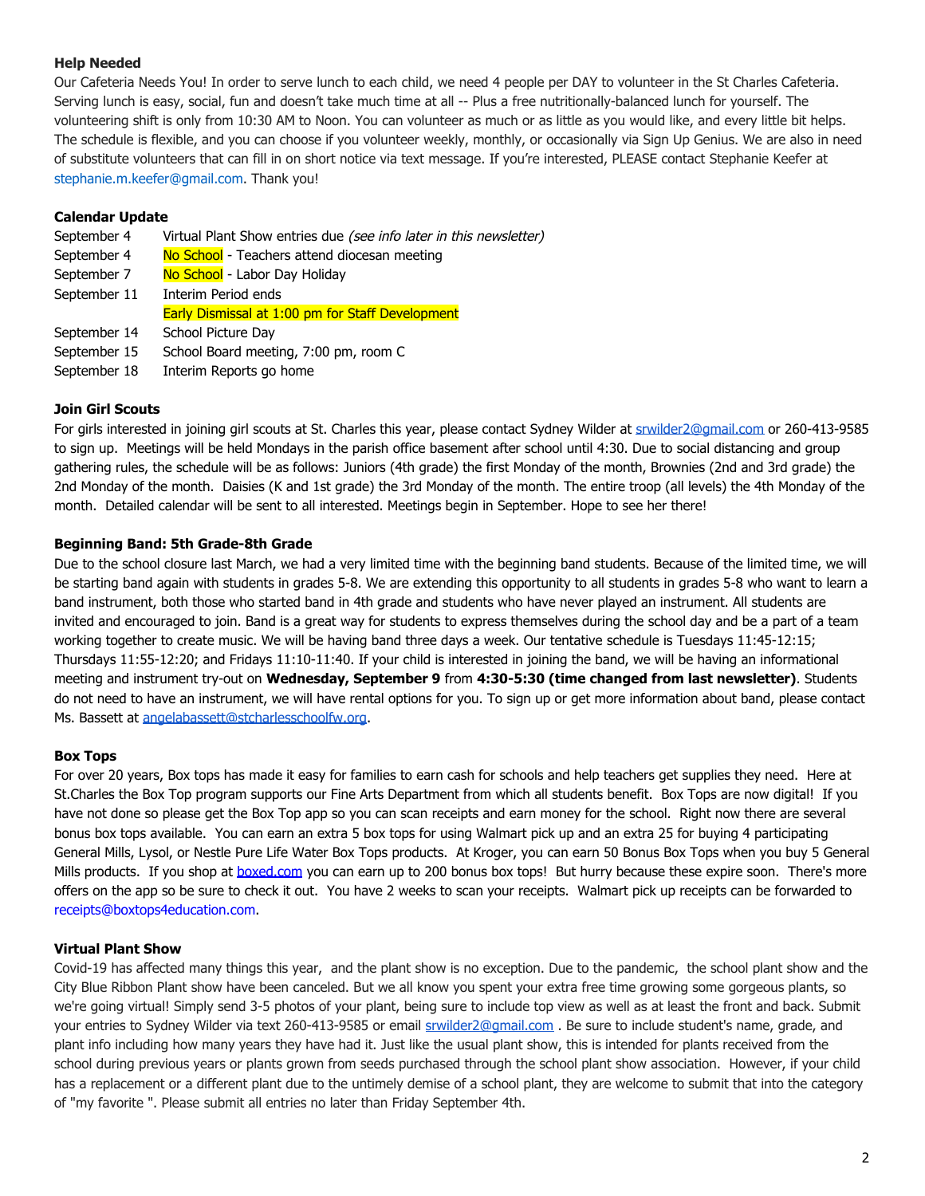**Help Needed**

Our Cafeteria Needs You! In order to serve lunch to each child, we need 4 people per DAY to volunteer in the St Charles Cafeteria. Serving lunch is easy, social, fun and doesn't take much time at all -- Plus a free nutritionally-balanced lunch for yourself. The volunteering shift is only from 10:30 AM to Noon. You can volunteer as much or as little as you would like, and every little bit helps. The schedule is flexible, and you can choose if you volunteer weekly, monthly, or occasionally via Sign Up Genius. We are also in need of substitute volunteers that can fill in on short notice via text message. If you're interested, PLEASE contact Stephanie Keefer at stephanie.m.keefer@gmail.com. Thank you!

**Calendar Update**

| | |
|---|---|
| September 4 | Virtual Plant Show entries due *(see info later in this newsletter)* |
| September 4 | No School - Teachers attend diocesan meeting |
| September 7 | No School - Labor Day Holiday |
| September 11 | Interim Period ends |
| | Early Dismissal at 1:00 pm for Staff Development |
| September 14 | School Picture Day |
| September 15 | School Board meeting, 7:00 pm, room C |
| September 18 | Interim Reports go home |

**Join Girl Scouts**

For girls interested in joining girl scouts at St. Charles this year, please contact Sydney Wilder at srwilder2@gmail.com or 260-413-9585 to sign up. Meetings will be held Mondays in the parish office basement after school until 4:30. Due to social distancing and group gathering rules, the schedule will be as follows: Juniors (4th grade) the first Monday of the month, Brownies (2nd and 3rd grade) the 2nd Monday of the month. Daisies (K and 1st grade) the 3rd Monday of the month. The entire troop (all levels) the 4th Monday of the month. Detailed calendar will be sent to all interested. Meetings begin in September. Hope to see her there!

**Beginning Band: 5th Grade-8th Grade**

Due to the school closure last March, we had a very limited time with the beginning band students. Because of the limited time, we will be starting band again with students in grades 5-8. We are extending this opportunity to all students in grades 5-8 who want to learn a band instrument, both those who started band in 4th grade and students who have never played an instrument. All students are invited and encouraged to join. Band is a great way for students to express themselves during the school day and be a part of a team working together to create music. We will be having band three days a week. Our tentative schedule is Tuesdays 11:45-12:15; Thursdays 11:55-12:20; and Fridays 11:10-11:40. If your child is interested in joining the band, we will be having an informational meeting and instrument try-out on **Wednesday, September 9** from **4:30-5:30 (time changed from last newsletter)**. Students do not need to have an instrument, we will have rental options for you. To sign up or get more information about band, please contact Ms. Bassett at angelabassett@stcharlesschoolfw.org.

**Box Tops**

For over 20 years, Box tops has made it easy for families to earn cash for schools and help teachers get supplies they need. Here at St.Charles the Box Top program supports our Fine Arts Department from which all students benefit. Box Tops are now digital! If you have not done so please get the Box Top app so you can scan receipts and earn money for the school. Right now there are several bonus box tops available. You can earn an extra 5 box tops for using Walmart pick up and an extra 25 for buying 4 participating General Mills, Lysol, or Nestle Pure Life Water Box Tops products. At Kroger, you can earn 50 Bonus Box Tops when you buy 5 General Mills products. If you shop at boxed.com you can earn up to 200 bonus box tops! But hurry because these expire soon. There's more offers on the app so be sure to check it out. You have 2 weeks to scan your receipts. Walmart pick up receipts can be forwarded to receipts@boxtops4education.com.

**Virtual Plant Show**

Covid-19 has affected many things this year, and the plant show is no exception. Due to the pandemic, the school plant show and the City Blue Ribbon Plant show have been canceled. But we all know you spent your extra free time growing some gorgeous plants, so we're going virtual! Simply send 3-5 photos of your plant, being sure to include top view as well as at least the front and back. Submit your entries to Sydney Wilder via text 260-413-9585 or email srwilder2@gmail.com . Be sure to include student's name, grade, and plant info including how many years they have had it. Just like the usual plant show, this is intended for plants received from the school during previous years or plants grown from seeds purchased through the school plant show association. However, if your child has a replacement or a different plant due to the untimely demise of a school plant, they are welcome to submit that into the category of "my favorite ". Please submit all entries no later than Friday September 4th.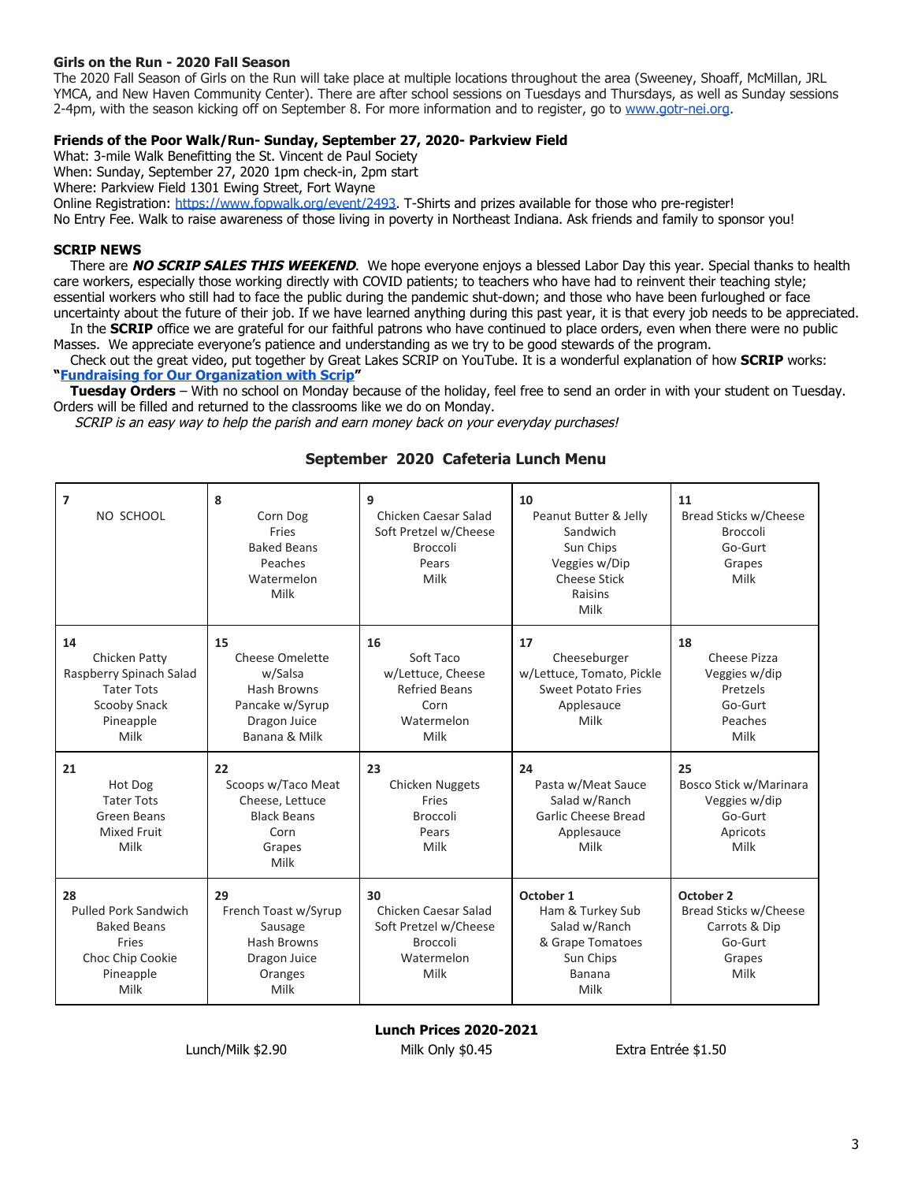### Girls on the Run - 2020 Fall Season

The 2020 Fall Season of Girls on the Run will take place at multiple locations throughout the area (Sweeney, Shoaff, McMillan, JRL YMCA, and New Haven Community Center). There are after school sessions on Tuesdays and Thursdays, as well as Sunday sessions 2-4pm, with the season kicking off on September 8. For more information and to register, go to www.gotr-nei.org.

### Friends of the Poor Walk/Run- Sunday, September 27, 2020- Parkview Field

What: 3-mile Walk Benefitting the St. Vincent de Paul Society
When: Sunday, September 27, 2020 1pm check-in, 2pm start
Where: Parkview Field 1301 Ewing Street, Fort Wayne
Online Registration: https://www.fopwalk.org/event/2493. T-Shirts and prizes available for those who pre-register!
No Entry Fee. Walk to raise awareness of those living in poverty in Northeast Indiana. Ask friends and family to sponsor you!

### SCRIP NEWS

There are ***NO SCRIP SALES THIS WEEKEND***. We hope everyone enjoys a blessed Labor Day this year. Special thanks to health care workers, especially those working directly with COVID patients; to teachers who have had to reinvent their teaching style; essential workers who still had to face the public during the pandemic shut-down; and those who have been furloughed or face uncertainty about the future of their job. If we have learned anything during this past year, it is that every job needs to be appreciated.

In the **SCRIP** office we are grateful for our faithful patrons who have continued to place orders, even when there were no public Masses. We appreciate everyone's patience and understanding as we try to be good stewards of the program.

Check out the great video, put together by Great Lakes SCRIP on YouTube. It is a wonderful explanation of how **SCRIP** works: **"Fundraising for Our Organization with Scrip"**

**Tuesday Orders** – With no school on Monday because of the holiday, feel free to send an order in with your student on Tuesday. Orders will be filled and returned to the classrooms like we do on Monday.

*SCRIP is an easy way to help the parish and earn money back on your everyday purchases!*

### September 2020 Cafeteria Lunch Menu

| Monday | Tuesday | Wednesday | Thursday | Friday |
|---|---|---|---|---|
| **7** NO SCHOOL | **8** Corn Dog, Fries, Baked Beans, Peaches, Watermelon, Milk | **9** Chicken Caesar Salad, Soft Pretzel w/Cheese, Broccoli, Pears, Milk | **10** Peanut Butter & Jelly Sandwich, Sun Chips, Veggies w/Dip, Cheese Stick, Raisins, Milk | **11** Bread Sticks w/Cheese, Broccoli, Go-Gurt, Grapes, Milk |
| **14** Chicken Patty, Raspberry Spinach Salad, Tater Tots, Scooby Snack, Pineapple, Milk | **15** Cheese Omelette w/Salsa, Hash Browns, Pancake w/Syrup, Dragon Juice, Banana & Milk | **16** Soft Taco w/Lettuce, Cheese, Refried Beans, Corn, Watermelon, Milk | **17** Cheeseburger w/Lettuce, Tomato, Pickle, Sweet Potato Fries, Applesauce, Milk | **18** Cheese Pizza, Veggies w/dip, Pretzels, Go-Gurt, Peaches, Milk |
| **21** Hot Dog, Tater Tots, Green Beans, Mixed Fruit, Milk | **22** Scoops w/Taco Meat, Cheese, Lettuce, Black Beans, Corn, Grapes, Milk | **23** Chicken Nuggets, Fries, Broccoli, Pears, Milk | **24** Pasta w/Meat Sauce, Salad w/Ranch, Garlic Cheese Bread, Applesauce, Milk | **25** Bosco Stick w/Marinara, Veggies w/dip, Go-Gurt, Apricots, Milk |
| **28** Pulled Pork Sandwich, Baked Beans, Fries, Choc Chip Cookie, Pineapple, Milk | **29** French Toast w/Syrup, Sausage, Hash Browns, Dragon Juice, Oranges, Milk | **30** Chicken Caesar Salad, Soft Pretzel w/Cheese, Broccoli, Watermelon, Milk | **October 1** Ham & Turkey Sub, Salad w/Ranch & Grape Tomatoes, Sun Chips, Banana, Milk | **October 2** Bread Sticks w/Cheese, Carrots & Dip, Go-Gurt, Grapes, Milk |

**Lunch Prices 2020-2021**

Lunch/Milk $2.90 | Milk Only $0.45 | Extra Entrée $1.50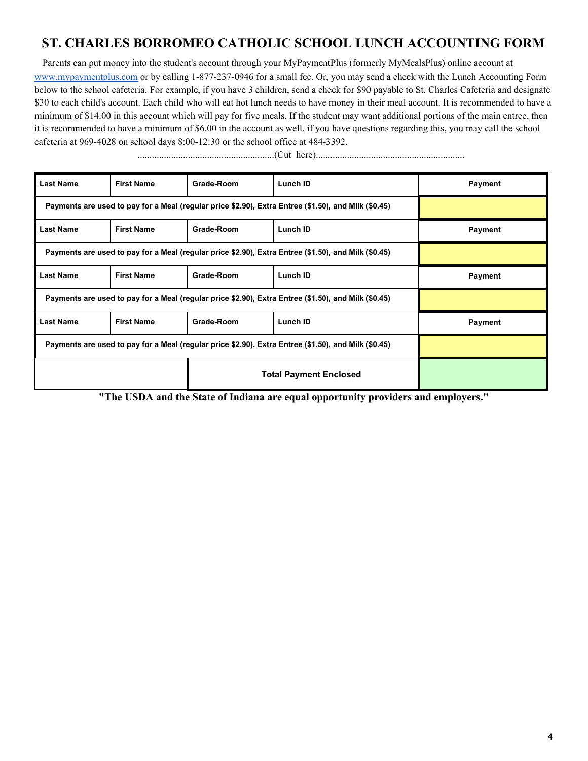# ST. CHARLES BORROMEO CATHOLIC SCHOOL LUNCH ACCOUNTING FORM

Parents can put money into the student's account through your MyPaymentPlus (formerly MyMealsPlus) online account at www.mypaymentplus.com or by calling 1-877-237-0946 for a small fee. Or, you may send a check with the Lunch Accounting Form below to the school cafeteria. For example, if you have 3 children, send a check for $90 payable to St. Charles Cafeteria and designate $30 to each child's account. Each child who will eat hot lunch needs to have money in their meal account. It is recommended to have a minimum of $14.00 in this account which will pay for five meals. If the student may want additional portions of the main entree, then it is recommended to have a minimum of $6.00 in the account as well. if you have questions regarding this, you may call the school cafeteria at 969-4028 on school days 8:00-12:30 or the school office at 484-3392.

........................................................(Cut here).............................................................

| | | | | |
|---|---|---|---|---|
| **Last Name** | **First Name** | **Grade-Room** | **Lunch ID** | **Payment** |
| **Payments are used to pay for a Meal (regular price $2.90), Extra Entree ($1.50), and Milk ($0.45)** | | | | |
| **Last Name** | **First Name** | **Grade-Room** | **Lunch ID** | **Payment** |
| **Payments are used to pay for a Meal (regular price $2.90), Extra Entree ($1.50), and Milk ($0.45)** | | | | |
| **Last Name** | **First Name** | **Grade-Room** | **Lunch ID** | **Payment** |
| **Payments are used to pay for a Meal (regular price $2.90), Extra Entree ($1.50), and Milk ($0.45)** | | | | |
| **Last Name** | **First Name** | **Grade-Room** | **Lunch ID** | **Payment** |
| **Payments are used to pay for a Meal (regular price $2.90), Extra Entree ($1.50), and Milk ($0.45)** | | | | |
| | | **Total Payment Enclosed** | | |

**"The USDA and the State of Indiana are equal opportunity providers and employers."**